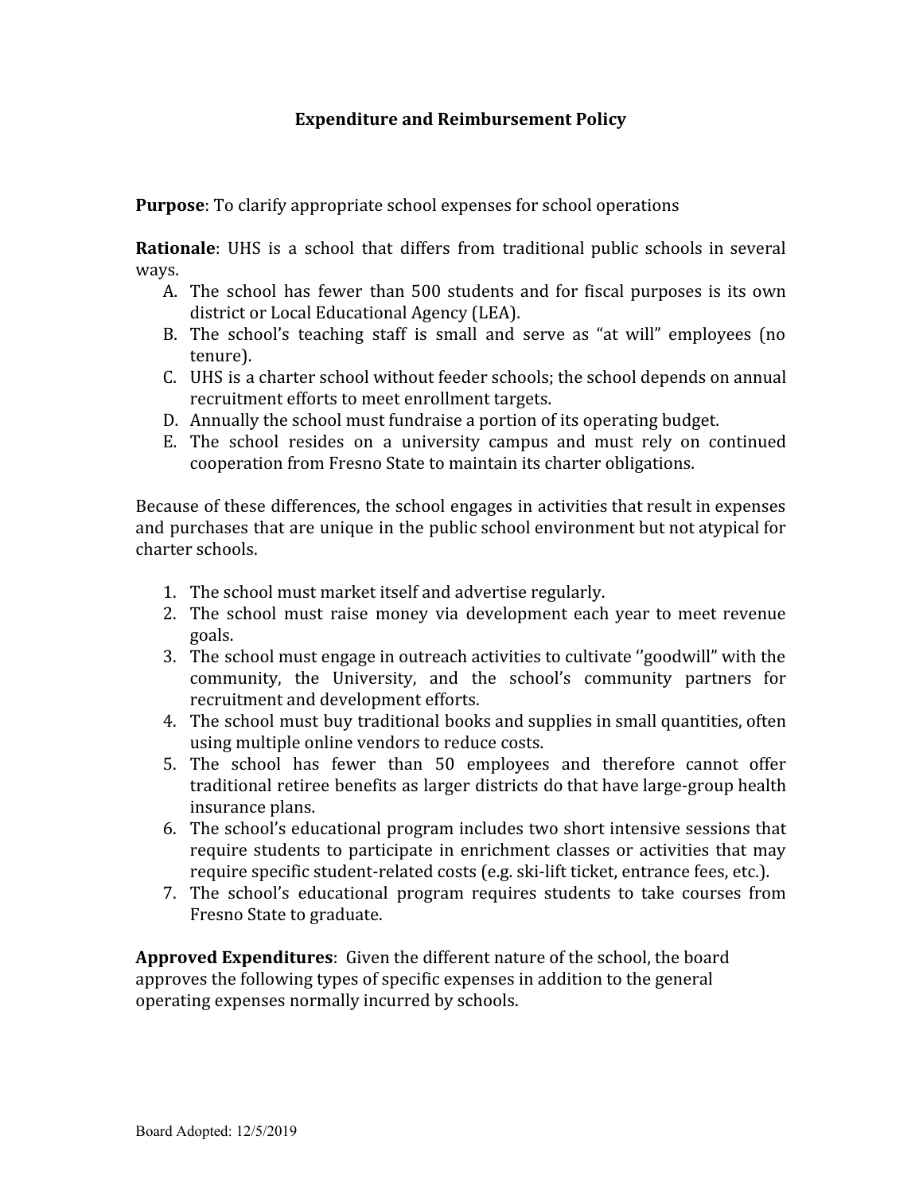# Expenditure and Reimbursement Policy

**Purpose**: To clarify appropriate school expenses for school operations

**Rationale**: UHS is a school that differs from traditional public schools in several ways.

A. The school has fewer than 500 students and for fiscal purposes is its own district or Local Educational Agency (LEA).
B. The school's teaching staff is small and serve as "at will" employees (no tenure).
C. UHS is a charter school without feeder schools; the school depends on annual recruitment efforts to meet enrollment targets.
D. Annually the school must fundraise a portion of its operating budget.
E. The school resides on a university campus and must rely on continued cooperation from Fresno State to maintain its charter obligations.

Because of these differences, the school engages in activities that result in expenses and purchases that are unique in the public school environment but not atypical for charter schools.

1. The school must market itself and advertise regularly.
2. The school must raise money via development each year to meet revenue goals.
3. The school must engage in outreach activities to cultivate ''goodwill" with the community, the University, and the school's community partners for recruitment and development efforts.
4. The school must buy traditional books and supplies in small quantities, often using multiple online vendors to reduce costs.
5. The school has fewer than 50 employees and therefore cannot offer traditional retiree benefits as larger districts do that have large-group health insurance plans.
6. The school's educational program includes two short intensive sessions that require students to participate in enrichment classes or activities that may require specific student-related costs (e.g. ski-lift ticket, entrance fees, etc.).
7. The school's educational program requires students to take courses from Fresno State to graduate.

**Approved Expenditures**: Given the different nature of the school, the board approves the following types of specific expenses in addition to the general operating expenses normally incurred by schools.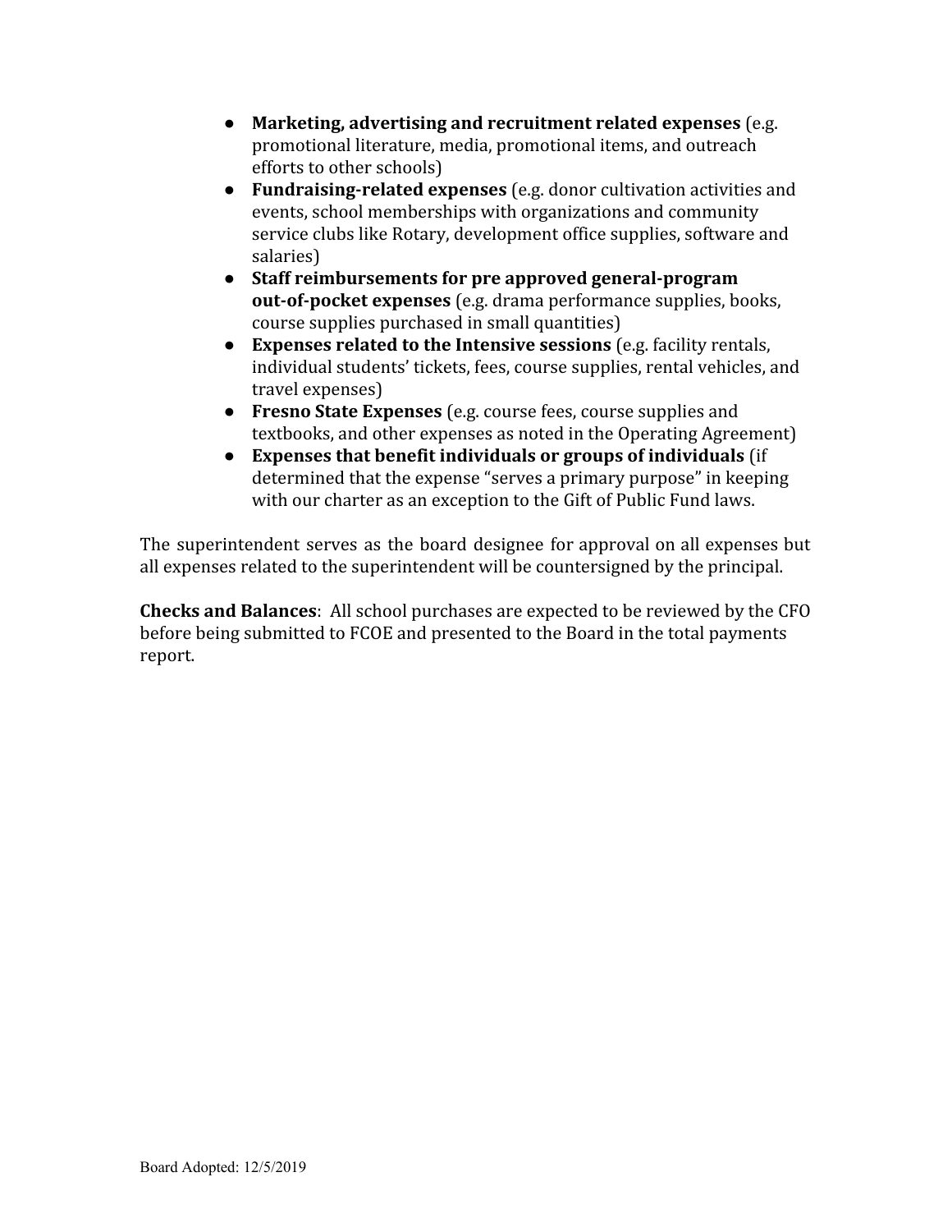- **Marketing, advertising and recruitment related expenses** (e.g. promotional literature, media, promotional items, and outreach efforts to other schools)
- **Fundraising-related expenses** (e.g. donor cultivation activities and events, school memberships with organizations and community service clubs like Rotary, development office supplies, software and salaries)
- **Staff reimbursements for pre approved general-program out-of-pocket expenses** (e.g. drama performance supplies, books, course supplies purchased in small quantities)
- **Expenses related to the Intensive sessions** (e.g. facility rentals, individual students' tickets, fees, course supplies, rental vehicles, and travel expenses)
- **Fresno State Expenses** (e.g. course fees, course supplies and textbooks, and other expenses as noted in the Operating Agreement)
- **Expenses that benefit individuals or groups of individuals** (if determined that the expense "serves a primary purpose" in keeping with our charter as an exception to the Gift of Public Fund laws.

The superintendent serves as the board designee for approval on all expenses but all expenses related to the superintendent will be countersigned by the principal.

**Checks and Balances**: All school purchases are expected to be reviewed by the CFO before being submitted to FCOE and presented to the Board in the total payments report.

Board Adopted: 12/5/2019